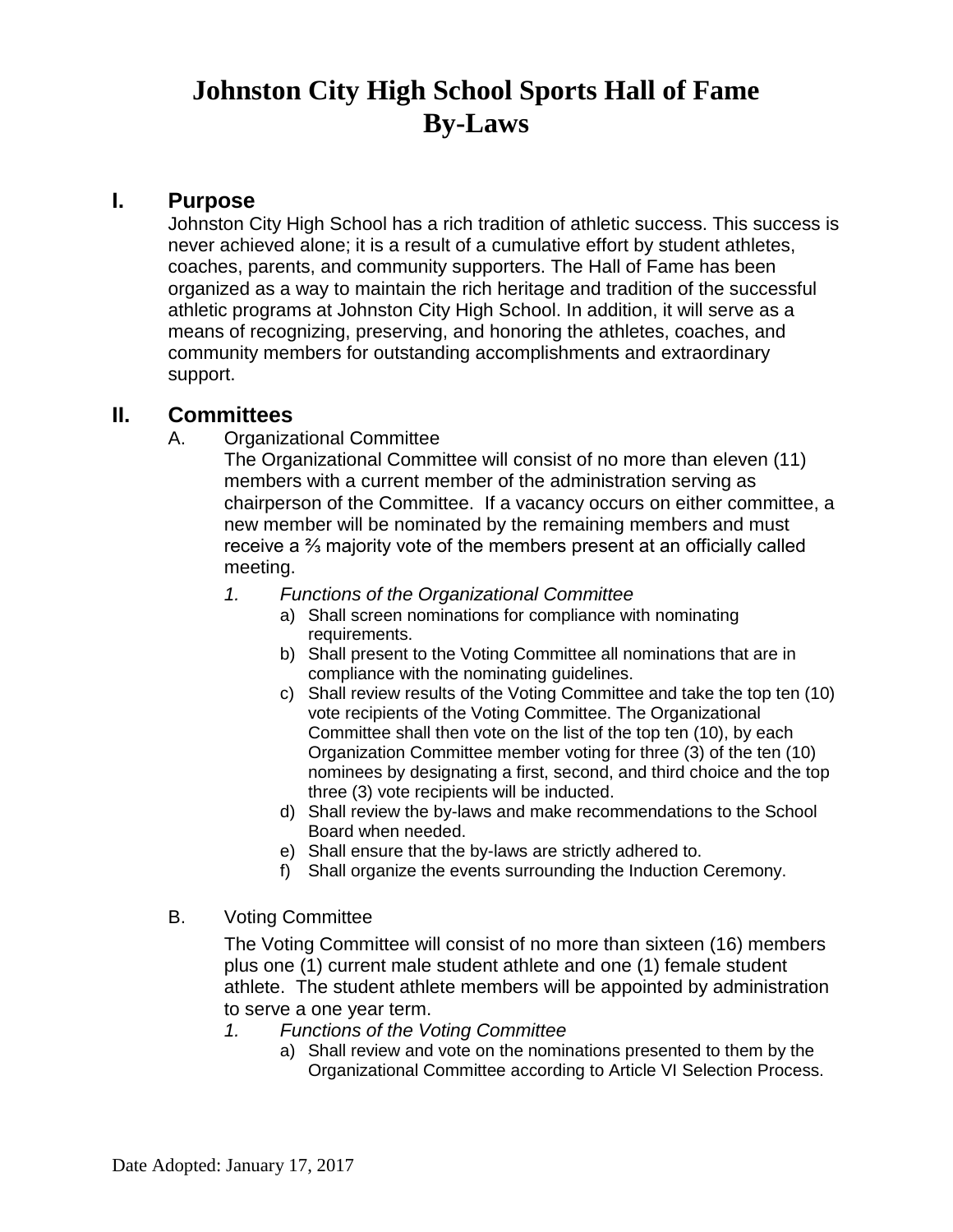# Johnston City High School Sports Hall of Fame By-Laws

## I. Purpose

Johnston City High School has a rich tradition of athletic success. This success is never achieved alone; it is a result of a cumulative effort by student athletes, coaches, parents, and community supporters. The Hall of Fame has been organized as a way to maintain the rich heritage and tradition of the successful athletic programs at Johnston City High School. In addition, it will serve as a means of recognizing, preserving, and honoring the athletes, coaches, and community members for outstanding accomplishments and extraordinary support.

## II. Committees

A. Organizational Committee

The Organizational Committee will consist of no more than eleven (11) members with a current member of the administration serving as chairperson of the Committee. If a vacancy occurs on either committee, a new member will be nominated by the remaining members and must receive a ⅔ majority vote of the members present at an officially called meeting.

1. *Functions of the Organizational Committee*
   a) Shall screen nominations for compliance with nominating requirements.
   b) Shall present to the Voting Committee all nominations that are in compliance with the nominating guidelines.
   c) Shall review results of the Voting Committee and take the top ten (10) vote recipients of the Voting Committee. The Organizational Committee shall then vote on the list of the top ten (10), by each Organization Committee member voting for three (3) of the ten (10) nominees by designating a first, second, and third choice and the top three (3) vote recipients will be inducted.
   d) Shall review the by-laws and make recommendations to the School Board when needed.
   e) Shall ensure that the by-laws are strictly adhered to.
   f) Shall organize the events surrounding the Induction Ceremony.

B. Voting Committee

The Voting Committee will consist of no more than sixteen (16) members plus one (1) current male student athlete and one (1) female student athlete. The student athlete members will be appointed by administration to serve a one year term.

1. *Functions of the Voting Committee*
   a) Shall review and vote on the nominations presented to them by the Organizational Committee according to Article VI Selection Process.

Date Adopted: January 17, 2017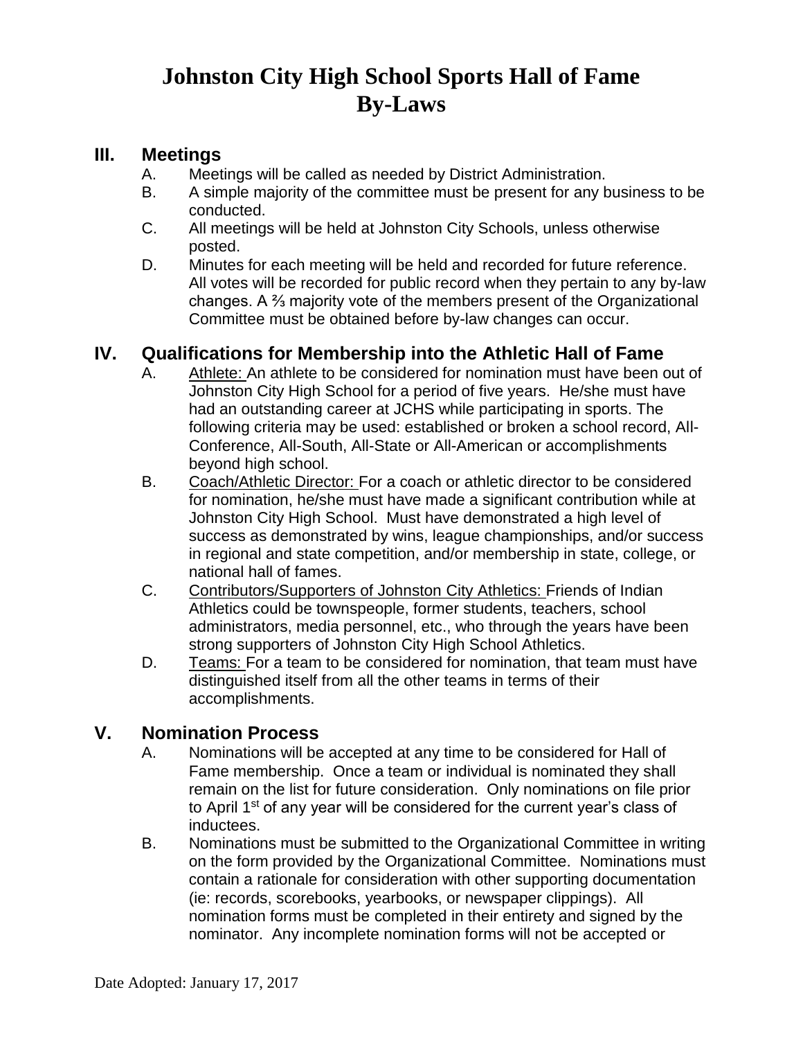# Johnston City High School Sports Hall of Fame By-Laws

## III. Meetings

A. Meetings will be called as needed by District Administration.

B. A simple majority of the committee must be present for any business to be conducted.

C. All meetings will be held at Johnston City Schools, unless otherwise posted.

D. Minutes for each meeting will be held and recorded for future reference. All votes will be recorded for public record when they pertain to any by-law changes. A ⅔ majority vote of the members present of the Organizational Committee must be obtained before by-law changes can occur.

## IV. Qualifications for Membership into the Athletic Hall of Fame

A. Athlete: An athlete to be considered for nomination must have been out of Johnston City High School for a period of five years. He/she must have had an outstanding career at JCHS while participating in sports. The following criteria may be used: established or broken a school record, All-Conference, All-South, All-State or All-American or accomplishments beyond high school.

B. Coach/Athletic Director: For a coach or athletic director to be considered for nomination, he/she must have made a significant contribution while at Johnston City High School. Must have demonstrated a high level of success as demonstrated by wins, league championships, and/or success in regional and state competition, and/or membership in state, college, or national hall of fames.

C. Contributors/Supporters of Johnston City Athletics: Friends of Indian Athletics could be townspeople, former students, teachers, school administrators, media personnel, etc., who through the years have been strong supporters of Johnston City High School Athletics.

D. Teams: For a team to be considered for nomination, that team must have distinguished itself from all the other teams in terms of their accomplishments.

## V. Nomination Process

A. Nominations will be accepted at any time to be considered for Hall of Fame membership. Once a team or individual is nominated they shall remain on the list for future consideration. Only nominations on file prior to April 1st of any year will be considered for the current year's class of inductees.

B. Nominations must be submitted to the Organizational Committee in writing on the form provided by the Organizational Committee. Nominations must contain a rationale for consideration with other supporting documentation (ie: records, scorebooks, yearbooks, or newspaper clippings). All nomination forms must be completed in their entirety and signed by the nominator. Any incomplete nomination forms will not be accepted or

Date Adopted: January 17, 2017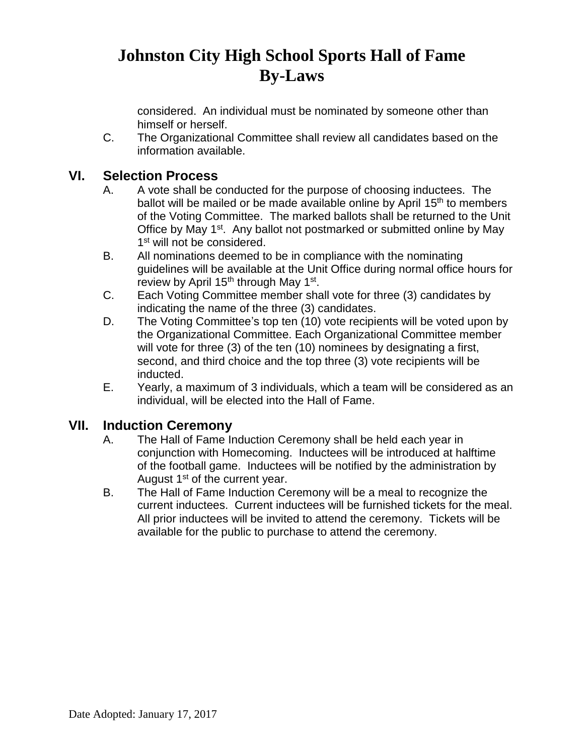considered. An individual must be nominated by someone other than himself or herself.

C. The Organizational Committee shall review all candidates based on the information available.

## VI. Selection Process

A. A vote shall be conducted for the purpose of choosing inductees. The ballot will be mailed or be made available online by April 15th to members of the Voting Committee. The marked ballots shall be returned to the Unit Office by May 1st. Any ballot not postmarked or submitted online by May 1st will not be considered.

B. All nominations deemed to be in compliance with the nominating guidelines will be available at the Unit Office during normal office hours for review by April 15th through May 1st.

C. Each Voting Committee member shall vote for three (3) candidates by indicating the name of the three (3) candidates.

D. The Voting Committee's top ten (10) vote recipients will be voted upon by the Organizational Committee. Each Organizational Committee member will vote for three (3) of the ten (10) nominees by designating a first, second, and third choice and the top three (3) vote recipients will be inducted.

E. Yearly, a maximum of 3 individuals, which a team will be considered as an individual, will be elected into the Hall of Fame.

## VII. Induction Ceremony

A. The Hall of Fame Induction Ceremony shall be held each year in conjunction with Homecoming. Inductees will be introduced at halftime of the football game. Inductees will be notified by the administration by August 1st of the current year.

B. The Hall of Fame Induction Ceremony will be a meal to recognize the current inductees. Current inductees will be furnished tickets for the meal. All prior inductees will be invited to attend the ceremony. Tickets will be available for the public to purchase to attend the ceremony.